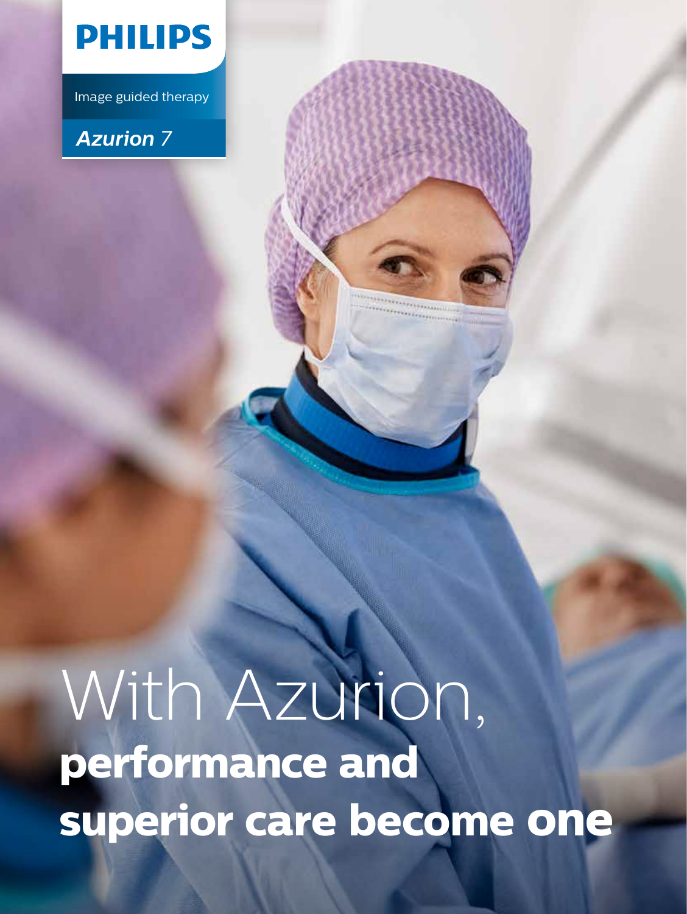**PHILIPS**

Image guided therapy

*Azurion 7*

# With Azurion, **performance and superior care become one**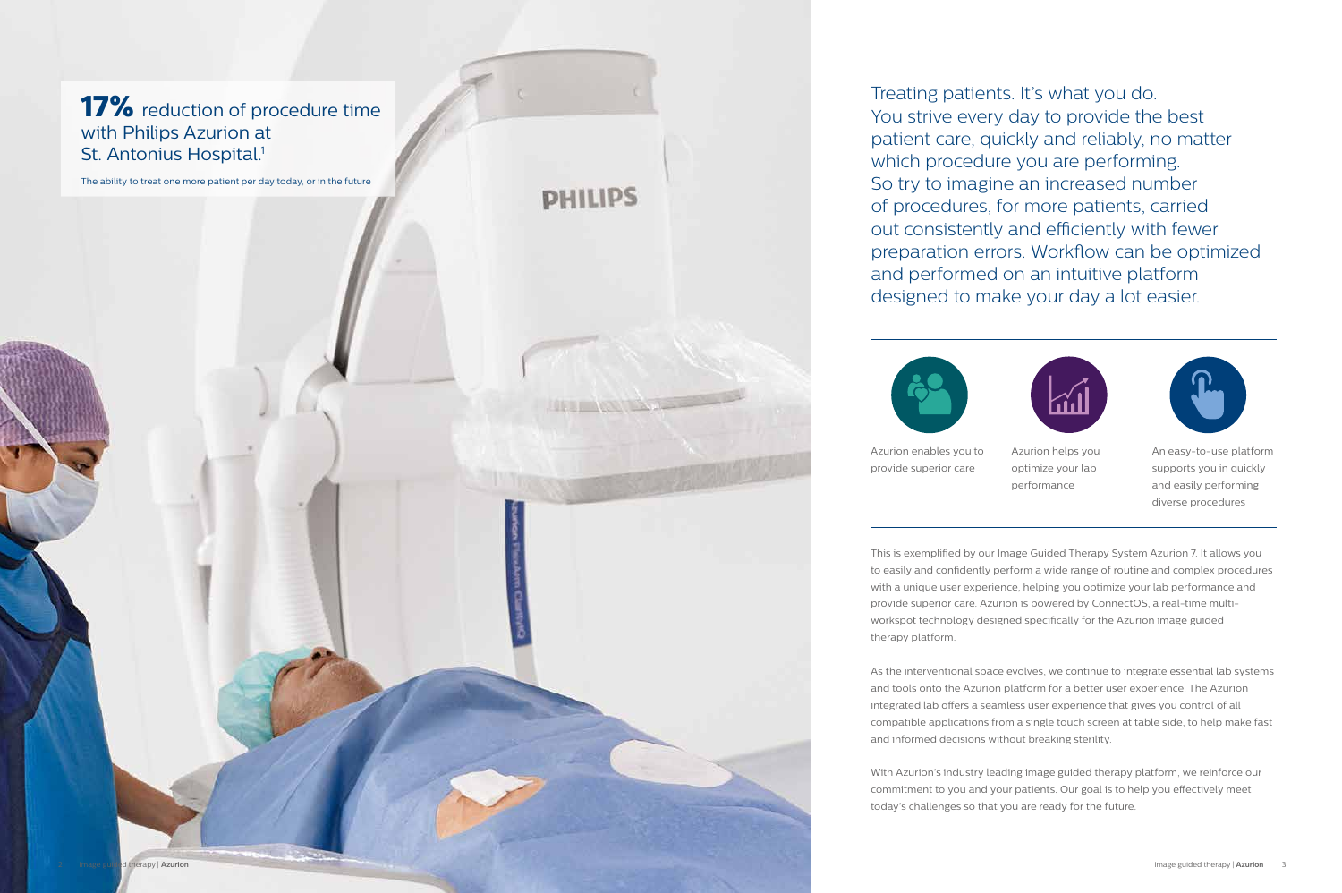**17%** reduction of procedure time with Philips Azurion at St. Antonius Hospital.[1]

The ability to treat one more patient per day today, or in the future

Treating patients. It's what you do. You strive every day to provide the best patient care, quickly and reliably, no matter which procedure you are performing. So try to imagine an increased number of procedures, for more patients, carried out consistently and efficiently with fewer preparation errors. Workflow can be optimized and performed on an intuitive platform designed to make your day a lot easier.

Azurion enables you to provide superior care

Azurion helps you optimize your lab performance

An easy-to-use platform supports you in quickly and easily performing diverse procedures

This is exemplified by our Image Guided Therapy System Azurion 7. It allows you to easily and confidently perform a wide range of routine and complex procedures with a unique user experience, helping you optimize your lab performance and provide superior care. Azurion is powered by ConnectOS, a real-time multi-workspot technology designed specifically for the Azurion image guided therapy platform.

As the interventional space evolves, we continue to integrate essential lab systems and tools onto the Azurion platform for a better user experience. The Azurion integrated lab offers a seamless user experience that gives you control of all compatible applications from a single touch screen at table side, to help make fast and informed decisions without breaking sterility.

With Azurion's industry leading image guided therapy platform, we reinforce our commitment to you and your patients. Our goal is to help you effectively meet today's challenges so that you are ready for the future.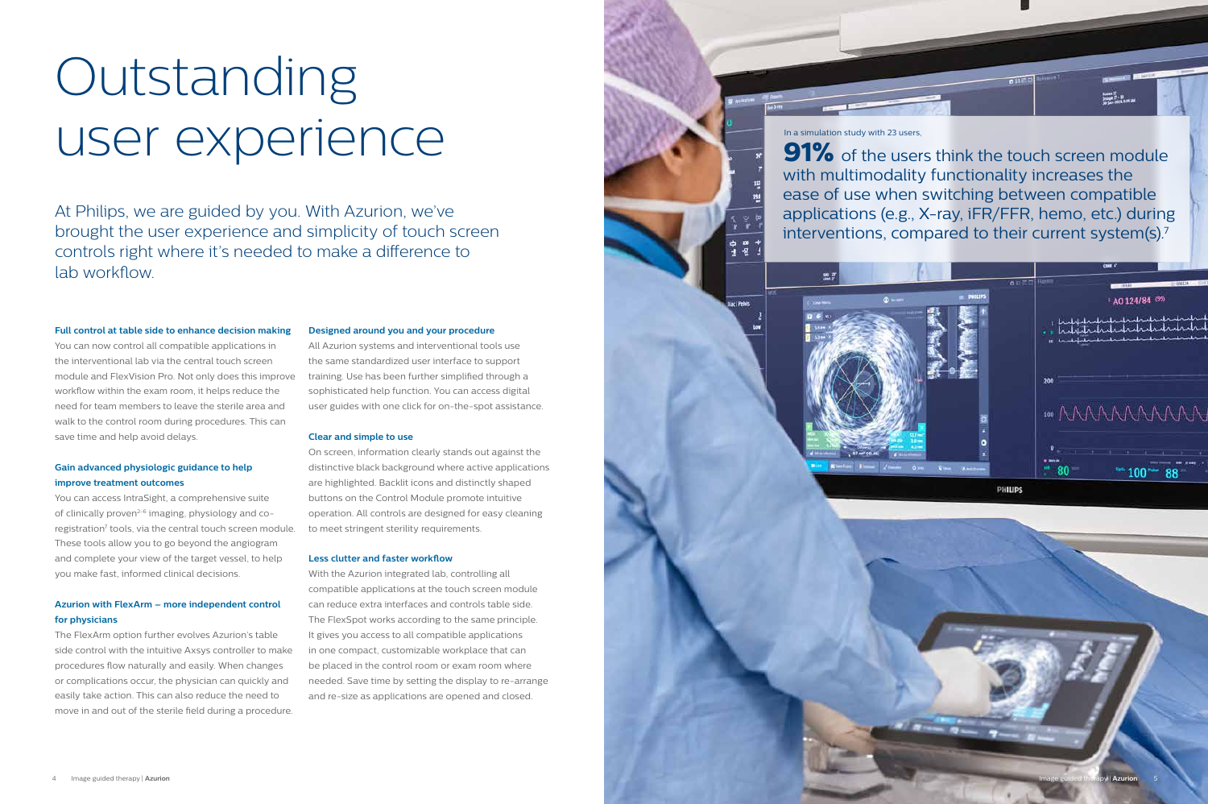# Outstanding user experience

At Philips, we are guided by you. With Azurion, we've brought the user experience and simplicity of touch screen controls right where it's needed to make a difference to lab workflow.

### Full control at table side to enhance decision making

You can now control all compatible applications in the interventional lab via the central touch screen module and FlexVision Pro. Not only does this improve workflow within the exam room, it helps reduce the need for team members to leave the sterile area and walk to the control room during procedures. This can save time and help avoid delays.

### Gain advanced physiologic guidance to help improve treatment outcomes

You can access IntraSight, a comprehensive suite of clinically proven[2-6] imaging, physiology and co-registration[7] tools, via the central touch screen module. These tools allow you to go beyond the angiogram and complete your view of the target vessel, to help you make fast, informed clinical decisions.

### Azurion with FlexArm – more independent control for physicians

The FlexArm option further evolves Azurion's table side control with the intuitive Axsys controller to make procedures flow naturally and easily. When changes or complications occur, the physician can quickly and easily take action. This can also reduce the need to move in and out of the sterile field during a procedure.

### Designed around you and your procedure

All Azurion systems and interventional tools use the same standardized user interface to support training. Use has been further simplified through a sophisticated help function. You can access digital user guides with one click for on-the-spot assistance.

### Clear and simple to use

On screen, information clearly stands out against the distinctive black background where active applications are highlighted. Backlit icons and distinctly shaped buttons on the Control Module promote intuitive operation. All controls are designed for easy cleaning to meet stringent sterility requirements.

### Less clutter and faster workflow

With the Azurion integrated lab, controlling all compatible applications at the touch screen module can reduce extra interfaces and controls table side. The FlexSpot works according to the same principle. It gives you access to all compatible applications in one compact, customizable workplace that can be placed in the control room or exam room where needed. Save time by setting the display to re-arrange and re-size as applications are opened and closed.

In a simulation study with 23 users,

**91%** of the users think the touch screen module with multimodality functionality increases the ease of use when switching between compatible applications (e.g., X-ray, iFR/FFR, hemo, etc.) during interventions, compared to their current system(s).[7]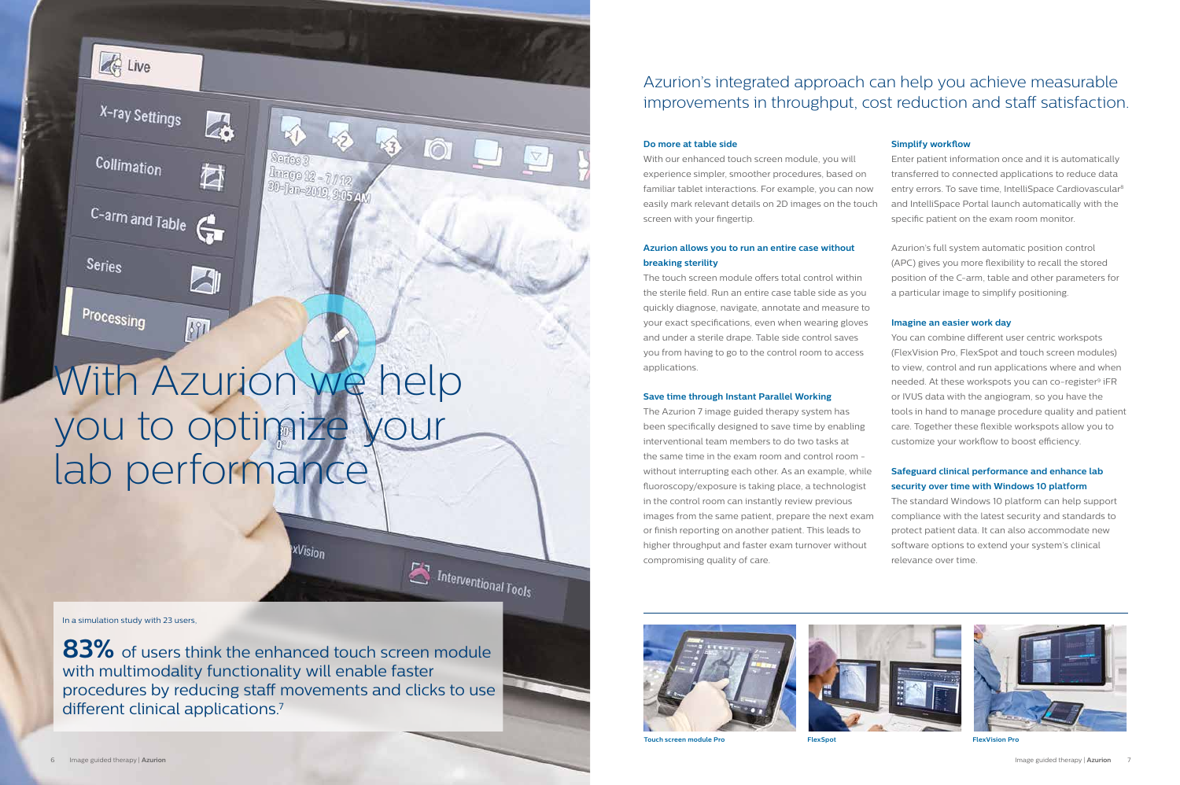# With Azurion we help you to optimize your lab performance

In a simulation study with 23 users,

**83%** of users think the enhanced touch screen module with multimodality functionality will enable faster procedures by reducing staff movements and clicks to use different clinical applications.[7]

## Azurion's integrated approach can help you achieve measurable improvements in throughput, cost reduction and staff satisfaction.

**Do more at table side**

With our enhanced touch screen module, you will experience simpler, smoother procedures, based on familiar tablet interactions. For example, you can now easily mark relevant details on 2D images on the touch screen with your fingertip.

**Azurion allows you to run an entire case without breaking sterility**

The touch screen module offers total control within the sterile field. Run an entire case table side as you quickly diagnose, navigate, annotate and measure to your exact specifications, even when wearing gloves and under a sterile drape. Table side control saves you from having to go to the control room to access applications.

**Save time through Instant Parallel Working**

The Azurion 7 image guided therapy system has been specifically designed to save time by enabling interventional team members to do two tasks at the same time in the exam room and control room – without interrupting each other. As an example, while fluoroscopy/exposure is taking place, a technologist in the control room can instantly review previous images from the same patient, prepare the next exam or finish reporting on another patient. This leads to higher throughput and faster exam turnover without compromising quality of care.

**Simplify workflow**

Enter patient information once and it is automatically transferred to connected applications to reduce data entry errors. To save time, IntelliSpace Cardiovascular[8] and IntelliSpace Portal launch automatically with the specific patient on the exam room monitor.

Azurion's full system automatic position control (APC) gives you more flexibility to recall the stored position of the C-arm, table and other parameters for a particular image to simplify positioning.

**Imagine an easier work day**

You can combine different user centric workspots (FlexVision Pro, FlexSpot and touch screen modules) to view, control and run applications where and when needed. At these workspots you can co-register[9] iFR or IVUS data with the angiogram, so you have the tools in hand to manage procedure quality and patient care. Together these flexible workspots allow you to customize your workflow to boost efficiency.

**Safeguard clinical performance and enhance lab security over time with Windows 10 platform**

The standard Windows 10 platform can help support compliance with the latest security and standards to protect patient data. It can also accommodate new software options to extend your system's clinical relevance over time.

Touch screen module Pro

FlexSpot

FlexVision Pro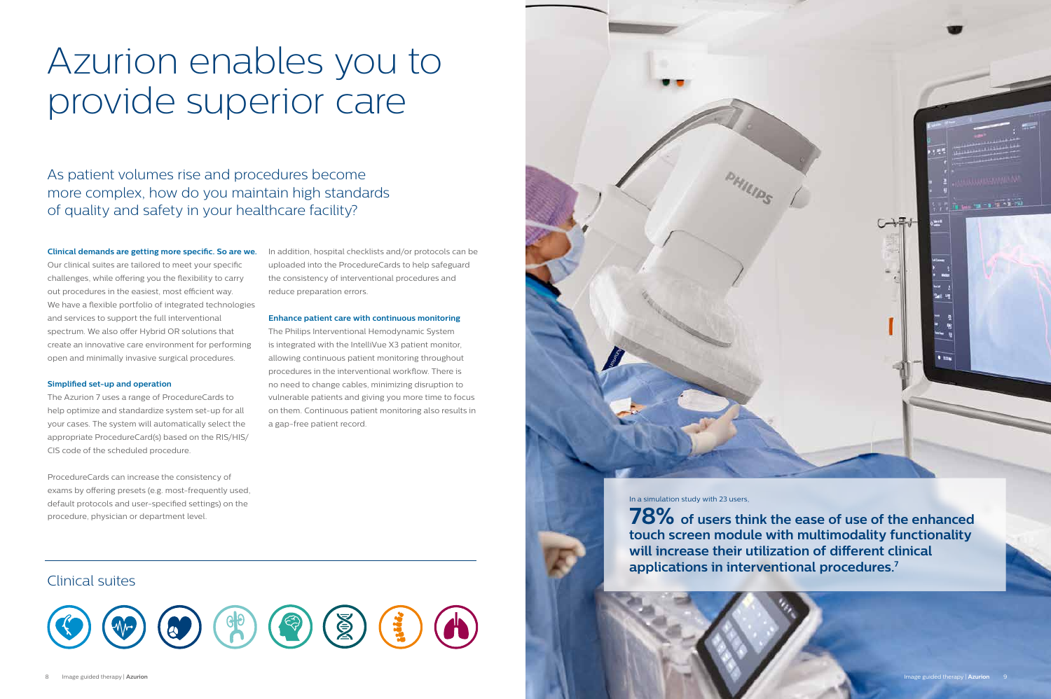# Azurion enables you to provide superior care

## As patient volumes rise and procedures become more complex, how do you maintain high standards of quality and safety in your healthcare facility?

**Clinical demands are getting more specific. So are we.**
Our clinical suites are tailored to meet your specific challenges, while offering you the flexibility to carry out procedures in the easiest, most efficient way. We have a flexible portfolio of integrated technologies and services to support the full interventional spectrum. We also offer Hybrid OR solutions that create an innovative care environment for performing open and minimally invasive surgical procedures.

**Simplified set-up and operation**
The Azurion 7 uses a range of ProcedureCards to help optimize and standardize system set-up for all your cases. The system will automatically select the appropriate ProcedureCard(s) based on the RIS/HIS/CIS code of the scheduled procedure.

ProcedureCards can increase the consistency of exams by offering presets (e.g. most-frequently used, default protocols and user-specified settings) on the procedure, physician or department level.

In addition, hospital checklists and/or protocols can be uploaded into the ProcedureCards to help safeguard the consistency of interventional procedures and reduce preparation errors.

**Enhance patient care with continuous monitoring**
The Philips Interventional Hemodynamic System is integrated with the IntelliVue X3 patient monitor, allowing continuous patient monitoring throughout procedures in the interventional workflow. There is no need to change cables, minimizing disruption to vulnerable patients and giving you more time to focus on them. Continuous patient monitoring also results in a gap-free patient record.

## Clinical suites

In a simulation study with 23 users,

**78% of users think the ease of use of the enhanced touch screen module with multimodality functionality will increase their utilization of different clinical applications in interventional procedures.[7]**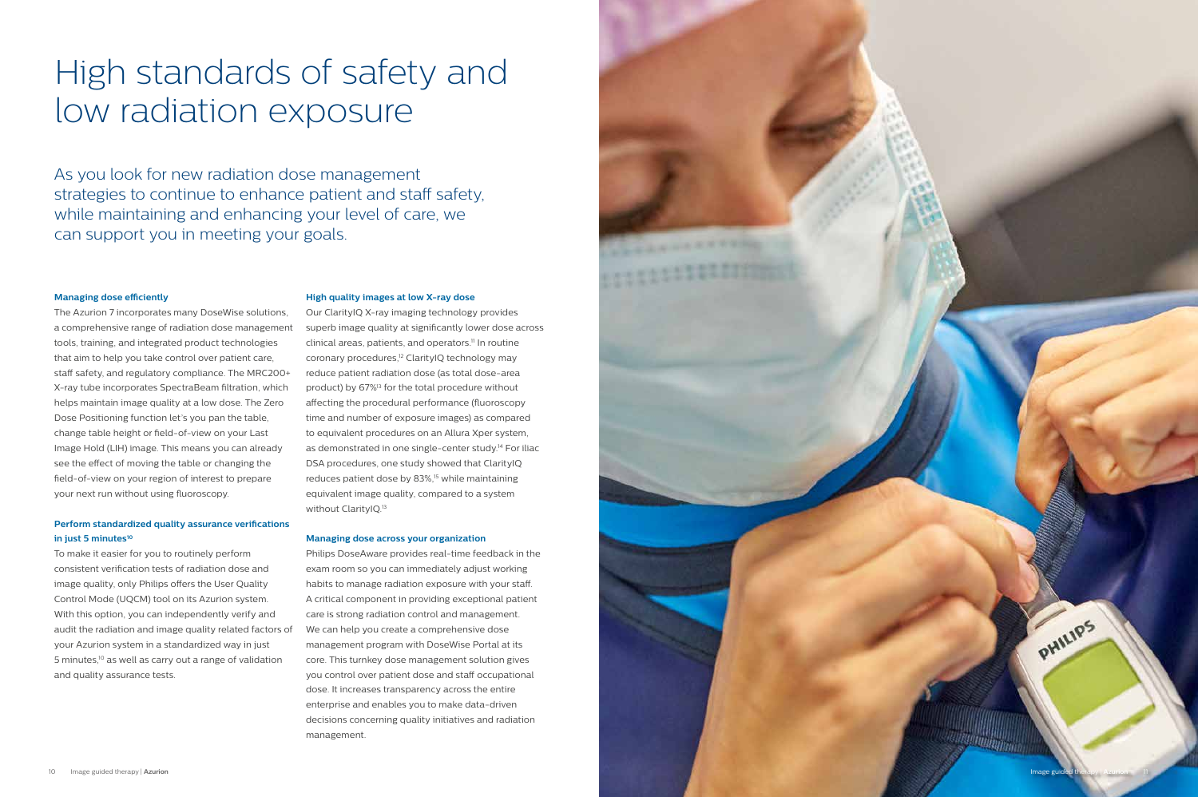# High standards of safety and low radiation exposure

As you look for new radiation dose management strategies to continue to enhance patient and staff safety, while maintaining and enhancing your level of care, we can support you in meeting your goals.

### Managing dose efficiently

The Azurion 7 incorporates many DoseWise solutions, a comprehensive range of radiation dose management tools, training, and integrated product technologies that aim to help you take control over patient care, staff safety, and regulatory compliance. The MRC200+ X-ray tube incorporates SpectraBeam filtration, which helps maintain image quality at a low dose. The Zero Dose Positioning function let's you pan the table, change table height or field-of-view on your Last Image Hold (LIH) image. This means you can already see the effect of moving the table or changing the field-of-view on your region of interest to prepare your next run without using fluoroscopy.

### Perform standardized quality assurance verifications in just 5 minutes[10]

To make it easier for you to routinely perform consistent verification tests of radiation dose and image quality, only Philips offers the User Quality Control Mode (UQCM) tool on its Azurion system. With this option, you can independently verify and audit the radiation and image quality related factors of your Azurion system in a standardized way in just 5 minutes,[10] as well as carry out a range of validation and quality assurance tests.

### High quality images at low X-ray dose

Our ClarityIQ X-ray imaging technology provides superb image quality at significantly lower dose across clinical areas, patients, and operators.[11] In routine coronary procedures,[12] ClarityIQ technology may reduce patient radiation dose (as total dose-area product) by 67%[13] for the total procedure without affecting the procedural performance (fluoroscopy time and number of exposure images) as compared to equivalent procedures on an Allura Xper system, as demonstrated in one single-center study.[14] For iliac DSA procedures, one study showed that ClarityIQ reduces patient dose by 83%,[15] while maintaining equivalent image quality, compared to a system without ClarityIQ.[13]

### Managing dose across your organization

Philips DoseAware provides real-time feedback in the exam room so you can immediately adjust working habits to manage radiation exposure with your staff. A critical component in providing exceptional patient care is strong radiation control and management. We can help you create a comprehensive dose management program with DoseWise Portal at its core. This turnkey dose management solution gives you control over patient dose and staff occupational dose. It increases transparency across the entire enterprise and enables you to make data-driven decisions concerning quality initiatives and radiation management.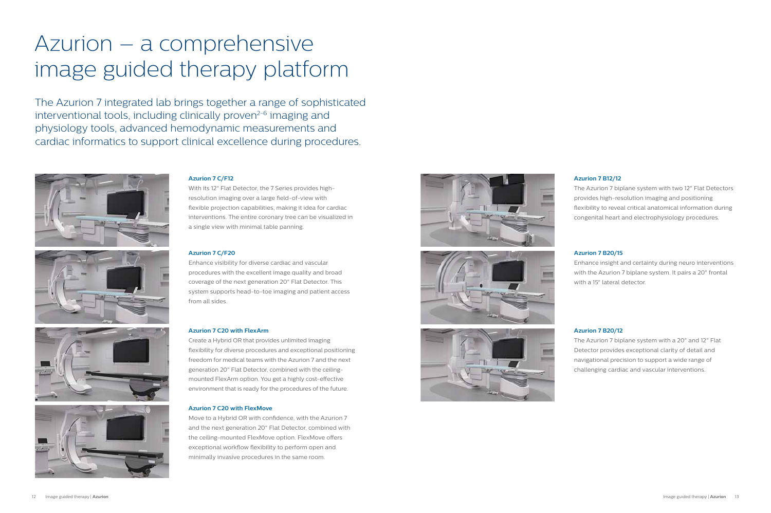# Azurion – a comprehensive image guided therapy platform

The Azurion 7 integrated lab brings together a range of sophisticated interventional tools, including clinically proven[2-6] imaging and physiology tools, advanced hemodynamic measurements and cardiac informatics to support clinical excellence during procedures.

**Azurion 7 C/F12**

With its 12" Flat Detector, the 7 Series provides high-resolution imaging over a large field-of-view with flexible projection capabilities, making it idea for cardiac interventions. The entire coronary tree can be visualized in a single view with minimal table panning.

**Azurion 7 C/F20**

Enhance visibility for diverse cardiac and vascular procedures with the excellent image quality and broad coverage of the next generation 20" Flat Detector. This system supports head-to-toe imaging and patient access from all sides.

**Azurion 7 C20 with FlexArm**

Create a Hybrid OR that provides unlimited imaging flexibility for diverse procedures and exceptional positioning freedom for medical teams with the Azurion 7 and the next generation 20" Flat Detector, combined with the ceiling-mounted FlexArm option. You get a highly cost-effective environment that is ready for the procedures of the future.

**Azurion 7 C20 with FlexMove**

Move to a Hybrid OR with confidence, with the Azurion 7 and the next generation 20" Flat Detector, combined with the ceiling-mounted FlexMove option. FlexMove offers exceptional workflow flexibility to perform open and minimally invasive procedures in the same room.

**Azurion 7 B12/12**

The Azurion 7 biplane system with two 12" Flat Detectors provides high-resolution imaging and positioning flexibility to reveal critical anatomical information during congenital heart and electrophysiology procedures.

**Azurion 7 B20/15**

Enhance insight and certainty during neuro interventions with the Azurion 7 biplane system. It pairs a 20" frontal with a 15" lateral detector.

**Azurion 7 B20/12**

The Azurion 7 biplane system with a 20" and 12" Flat Detector provides exceptional clarity of detail and navigational precision to support a wide range of challenging cardiac and vascular interventions.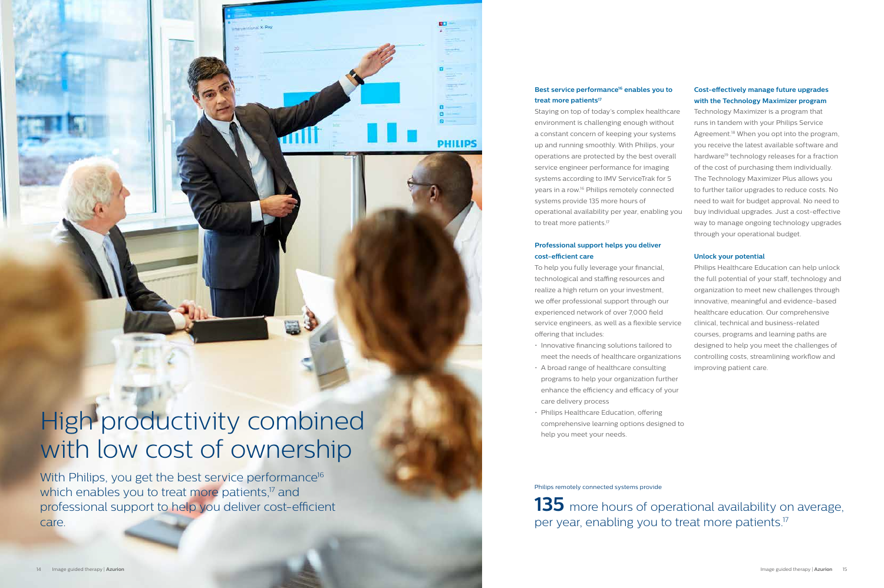# High productivity combined with low cost of ownership

With Philips, you get the best service performance[16] which enables you to treat more patients,[17] and professional support to help you deliver cost-efficient care.

### Best service performance[16] enables you to treat more patients[17]

Staying on top of today's complex healthcare environment is challenging enough without a constant concern of keeping your systems up and running smoothly. With Philips, your operations are protected by the best overall service engineer performance for imaging systems according to IMV ServiceTrak for 5 years in a row.[16] Philips remotely connected systems provide 135 more hours of operational availability per year, enabling you to treat more patients.[17]

### Professional support helps you deliver cost-efficient care

To help you fully leverage your financial, technological and staffing resources and realize a high return on your investment, we offer professional support through our experienced network of over 7,000 field service engineers, as well as a flexible service offering that includes:

- Innovative financing solutions tailored to meet the needs of healthcare organizations
- A broad range of healthcare consulting programs to help your organization further enhance the efficiency and efficacy of your care delivery process
- Philips Healthcare Education, offering comprehensive learning options designed to help you meet your needs.

### Cost-effectively manage future upgrades with the Technology Maximizer program

Technology Maximizer is a program that runs in tandem with your Philips Service Agreement.[18] When you opt into the program, you receive the latest available software and hardware[19] technology releases for a fraction of the cost of purchasing them individually. The Technology Maximizer Plus allows you to further tailor upgrades to reduce costs. No need to wait for budget approval. No need to buy individual upgrades. Just a cost-effective way to manage ongoing technology upgrades through your operational budget.

### Unlock your potential

Philips Healthcare Education can help unlock the full potential of your staff, technology and organization to meet new challenges through innovative, meaningful and evidence-based healthcare education. Our comprehensive clinical, technical and business-related courses, programs and learning paths are designed to help you meet the challenges of controlling costs, streamlining workflow and improving patient care.

Philips remotely connected systems provide

**135** more hours of operational availability on average, per year, enabling you to treat more patients.[17]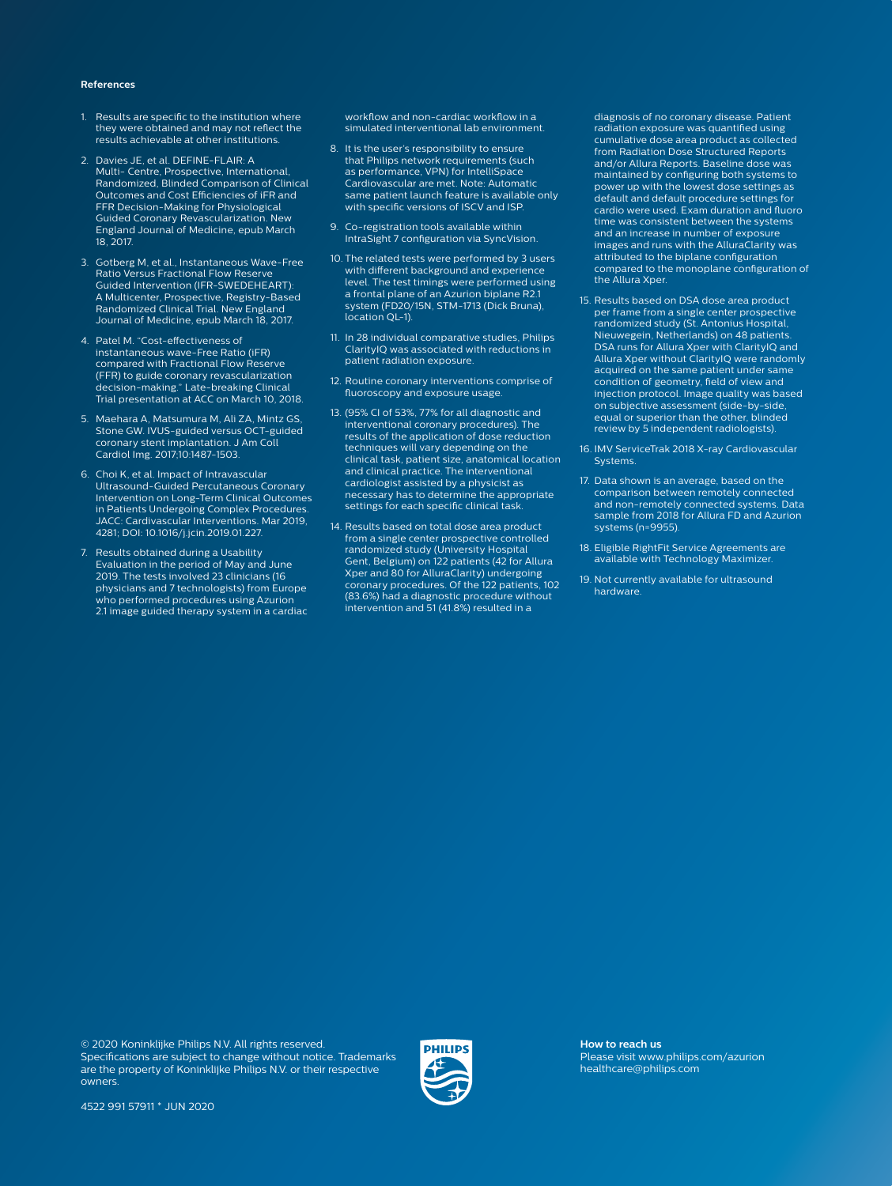**References**

1. Results are specific to the institution where they were obtained and may not reflect the results achievable at other institutions.
2. Davies JE, et al. DEFINE-FLAIR: A Multi- Centre, Prospective, International, Randomized, Blinded Comparison of Clinical Outcomes and Cost Efficiencies of iFR and FFR Decision-Making for Physiological Guided Coronary Revascularization. New England Journal of Medicine, epub March 18, 2017.
3. Gotberg M, et al., Instantaneous Wave-Free Ratio Versus Fractional Flow Reserve Guided Intervention (IFR-SWEDEHEART): A Multicenter, Prospective, Registry-Based Randomized Clinical Trial. New England Journal of Medicine, epub March 18, 2017.
4. Patel M. "Cost-effectiveness of instantaneous wave-Free Ratio (iFR) compared with Fractional Flow Reserve (FFR) to guide coronary revascularization decision-making." Late-breaking Clinical Trial presentation at ACC on March 10, 2018.
5. Maehara A, Matsumura M, Ali ZA, Mintz GS, Stone GW. IVUS-guided versus OCT-guided coronary stent implantation. J Am Coll Cardiol Img. 2017;10:1487-1503.
6. Choi K, et al. Impact of Intravascular Ultrasound-Guided Percutaneous Coronary Intervention on Long-Term Clinical Outcomes in Patients Undergoing Complex Procedures. JACC: Cardiovascular Interventions. Mar 2019, 4281; DOI: 10.1016/j.jcin.2019.01.227.
7. Results obtained during a Usability Evaluation in the period of May and June 2019. The tests involved 23 clinicians (16 physicians and 7 technologists) from Europe who performed procedures using Azurion 2.1 image guided therapy system in a cardiac workflow and non-cardiac workflow in a simulated interventional lab environment.
8. It is the user's responsibility to ensure that Philips network requirements (such as performance, VPN) for IntelliSpace Cardiovascular are met. Note: Automatic same patient launch feature is available only with specific versions of ISCV and ISP.
9. Co-registration tools available within IntraSight 7 configuration via SyncVision.
10. The related tests were performed by 3 users with different background and experience level. The test timings were performed using a frontal plane of an Azurion biplane R2.1 system (FD20/15N, STM-1713 (Dick Bruna), location QL-1).
11. In 28 individual comparative studies, Philips ClarityIQ was associated with reductions in patient radiation exposure.
12. Routine coronary interventions comprise of fluoroscopy and exposure usage.
13. (95% CI of 53%, 77% for all diagnostic and interventional coronary procedures). The results of the application of dose reduction techniques will vary depending on the clinical task, patient size, anatomical location and clinical practice. The interventional cardiologist assisted by a physicist as necessary has to determine the appropriate settings for each specific clinical task.
14. Results based on total dose area product from a single center prospective controlled randomized study (University Hospital Gent, Belgium) on 122 patients (42 for Allura Xper and 80 for AlluraClarity) undergoing coronary procedures. Of the 122 patients, 102 (83.6%) had a diagnostic procedure without intervention and 51 (41.8%) resulted in a diagnosis of no coronary disease. Patient radiation exposure was quantified using cumulative dose area product as collected from Radiation Dose Structured Reports and/or Allura Reports. Baseline dose was maintained by configuring both systems to power up with the lowest dose settings as default and default procedure settings for cardio were used. Exam duration and fluoro time was consistent between the systems and an increase in number of exposure images and runs with the AlluraClarity was attributed to the biplane configuration compared to the monoplane configuration of the Allura Xper.
15. Results based on DSA dose area product per frame from a single center prospective randomized study (St. Antonius Hospital, Nieuwegein, Netherlands) on 48 patients. DSA runs for Allura Xper with ClarityIQ and Allura Xper without ClarityIQ were randomly acquired on the same patient under same condition of geometry, field of view and injection protocol. Image quality was based on subjective assessment (side-by-side, equal or superior than the other, blinded review by 5 independent radiologists).
16. IMV ServiceTrak 2018 X-ray Cardiovascular Systems.
17. Data shown is an average, based on the comparison between remotely connected and non-remotely connected systems. Data sample from 2018 for Allura FD and Azurion systems (n=9955).
18. Eligible RightFit Service Agreements are available with Technology Maximizer.
19. Not currently available for ultrasound hardware.

© 2020 Koninklijke Philips N.V. All rights reserved.
Specifications are subject to change without notice. Trademarks are the property of Koninklijke Philips N.V. or their respective owners.

4522 991 57911 * JUN 2020

**How to reach us**
Please visit www.philips.com/azurion
healthcare@philips.com